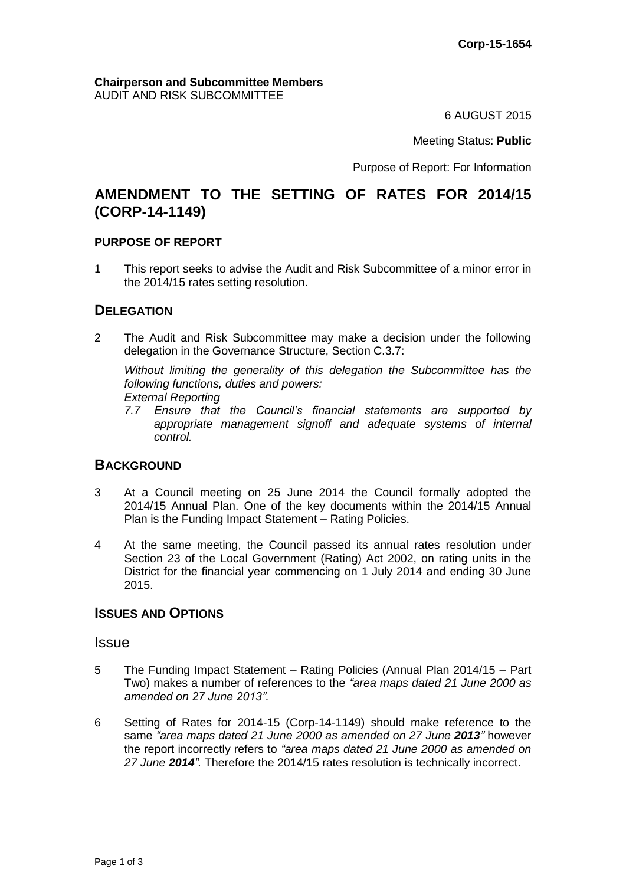**Corp-15-1654**

**Chairperson and Subcommittee Members**
AUDIT AND RISK SUBCOMMITTEE

6 AUGUST 2015

Meeting Status: **Public**

Purpose of Report: For Information

# AMENDMENT TO THE SETTING OF RATES FOR 2014/15 (CORP-14-1149)

### PURPOSE OF REPORT

1 This report seeks to advise the Audit and Risk Subcommittee of a minor error in the 2014/15 rates setting resolution.

## DELEGATION

2 The Audit and Risk Subcommittee may make a decision under the following delegation in the Governance Structure, Section C.3.7:

*Without limiting the generality of this delegation the Subcommittee has the following functions, duties and powers:*
*External Reporting*
*7.7 Ensure that the Council's financial statements are supported by appropriate management signoff and adequate systems of internal control.*

## BACKGROUND

3 At a Council meeting on 25 June 2014 the Council formally adopted the 2014/15 Annual Plan. One of the key documents within the 2014/15 Annual Plan is the Funding Impact Statement – Rating Policies.

4 At the same meeting, the Council passed its annual rates resolution under Section 23 of the Local Government (Rating) Act 2002, on rating units in the District for the financial year commencing on 1 July 2014 and ending 30 June 2015.

## ISSUES AND OPTIONS

### Issue

5 The Funding Impact Statement – Rating Policies (Annual Plan 2014/15 – Part Two) makes a number of references to the *"area maps dated 21 June 2000 as amended on 27 June 2013".*

6 Setting of Rates for 2014-15 (Corp-14-1149) should make reference to the same *"area maps dated 21 June 2000 as amended on 27 June **2013**"* however the report incorrectly refers to *"area maps dated 21 June 2000 as amended on 27 June **2014**".* Therefore the 2014/15 rates resolution is technically incorrect.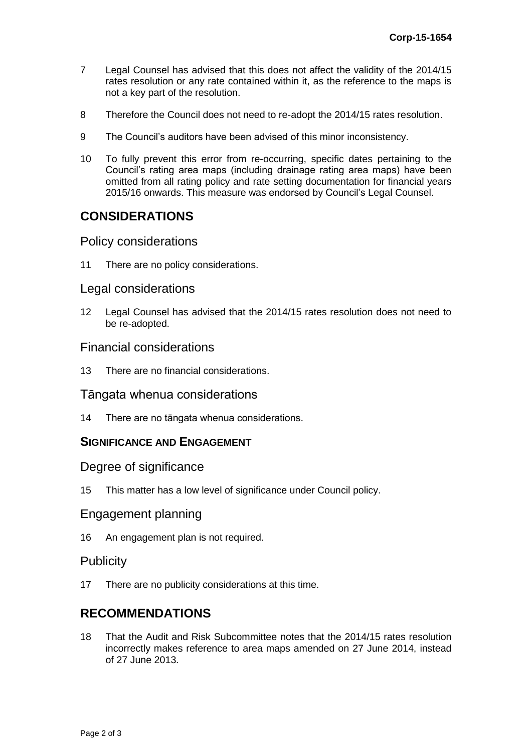7 Legal Counsel has advised that this does not affect the validity of the 2014/15 rates resolution or any rate contained within it, as the reference to the maps is not a key part of the resolution.

8 Therefore the Council does not need to re-adopt the 2014/15 rates resolution.

9 The Council's auditors have been advised of this minor inconsistency.

10 To fully prevent this error from re-occurring, specific dates pertaining to the Council's rating area maps (including drainage rating area maps) have been omitted from all rating policy and rate setting documentation for financial years 2015/16 onwards. This measure was endorsed by Council's Legal Counsel.

## CONSIDERATIONS

### Policy considerations

11 There are no policy considerations.

### Legal considerations

12 Legal Counsel has advised that the 2014/15 rates resolution does not need to be re-adopted.

### Financial considerations

13 There are no financial considerations.

### Tāngata whenua considerations

14 There are no tāngata whenua considerations.

### SIGNIFICANCE AND ENGAGEMENT

### Degree of significance

15 This matter has a low level of significance under Council policy.

### Engagement planning

16 An engagement plan is not required.

### Publicity

17 There are no publicity considerations at this time.

## RECOMMENDATIONS

18 That the Audit and Risk Subcommittee notes that the 2014/15 rates resolution incorrectly makes reference to area maps amended on 27 June 2014, instead of 27 June 2013.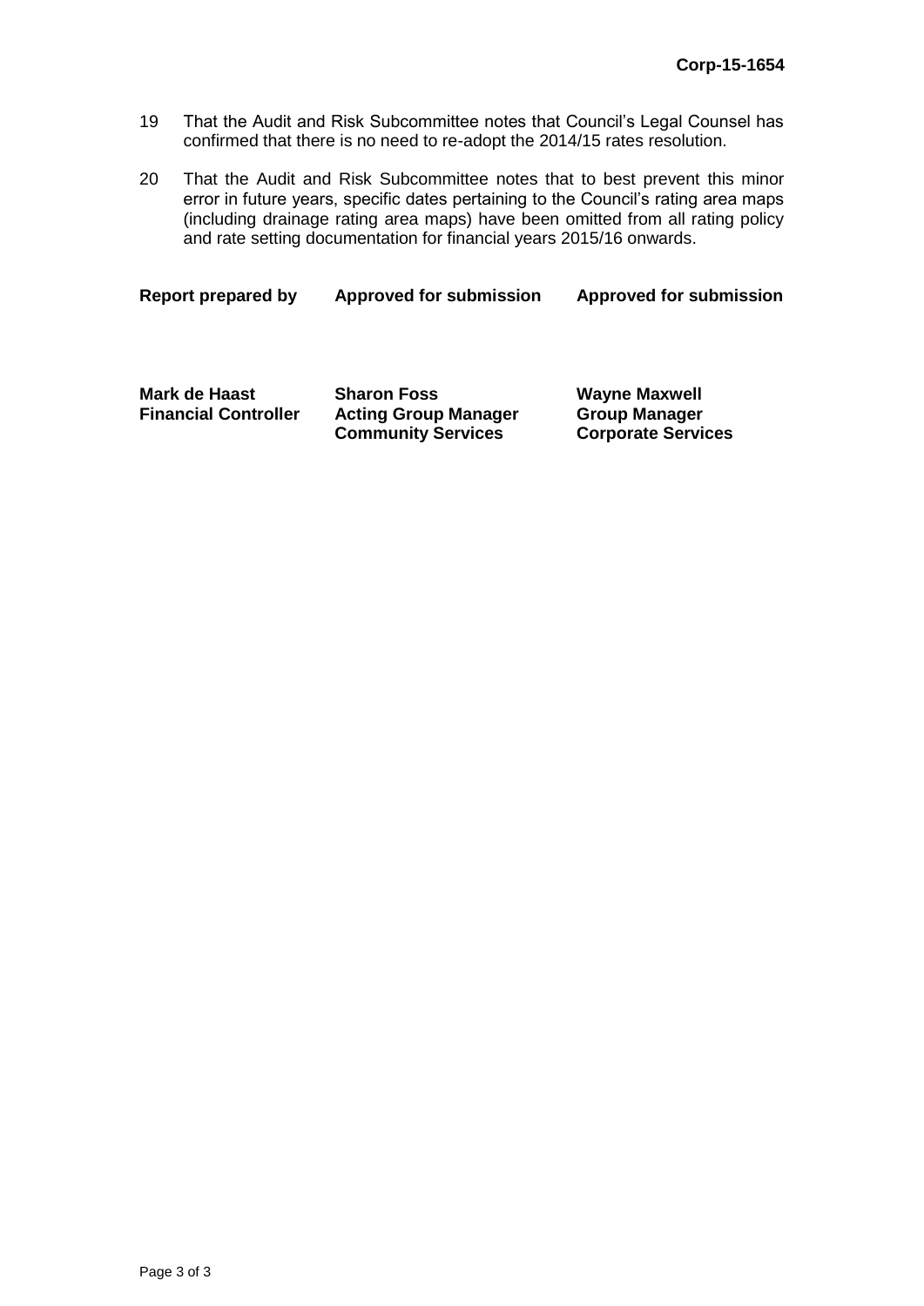19 That the Audit and Risk Subcommittee notes that Council's Legal Counsel has confirmed that there is no need to re-adopt the 2014/15 rates resolution.

20 That the Audit and Risk Subcommittee notes that to best prevent this minor error in future years, specific dates pertaining to the Council's rating area maps (including drainage rating area maps) have been omitted from all rating policy and rate setting documentation for financial years 2015/16 onwards.

| **Report prepared by** | **Approved for submission** | **Approved for submission** |
|---|---|---|
| **Mark de Haast**<br>**Financial Controller** | **Sharon Foss**<br>**Acting Group Manager**<br>**Community Services** | **Wayne Maxwell**<br>**Group Manager**<br>**Corporate Services** |